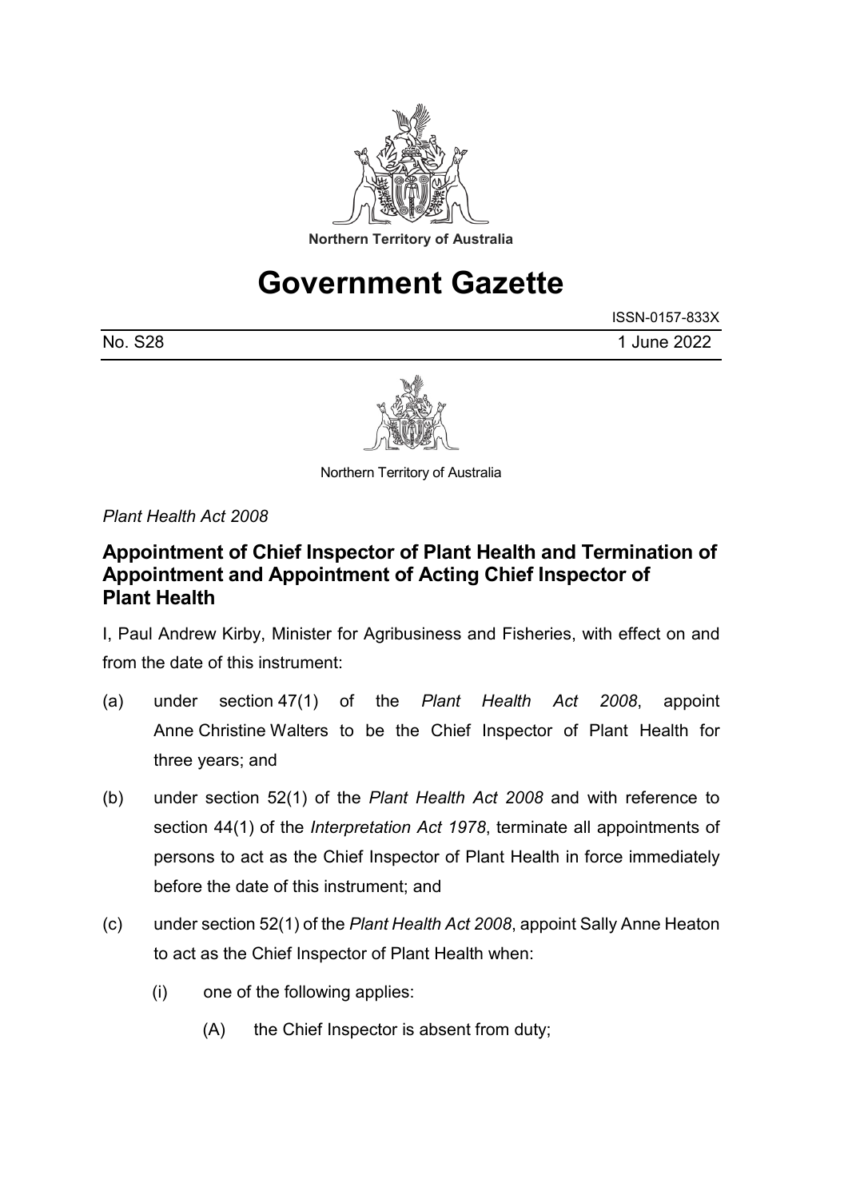Northern Territory of Australia

# Government Gazette

ISSN-0157-833X

No. S28 1 June 2022

Northern Territory of Australia

*Plant Health Act 2008*

## Appointment of Chief Inspector of Plant Health and Termination of Appointment and Appointment of Acting Chief Inspector of Plant Health

I, Paul Andrew Kirby, Minister for Agribusiness and Fisheries, with effect on and from the date of this instrument:

(a) under section 47(1) of the *Plant Health Act 2008*, appoint Anne Christine Walters to be the Chief Inspector of Plant Health for three years; and

(b) under section 52(1) of the *Plant Health Act 2008* and with reference to section 44(1) of the *Interpretation Act 1978*, terminate all appointments of persons to act as the Chief Inspector of Plant Health in force immediately before the date of this instrument; and

(c) under section 52(1) of the *Plant Health Act 2008*, appoint Sally Anne Heaton to act as the Chief Inspector of Plant Health when:

(i) one of the following applies:

(A) the Chief Inspector is absent from duty;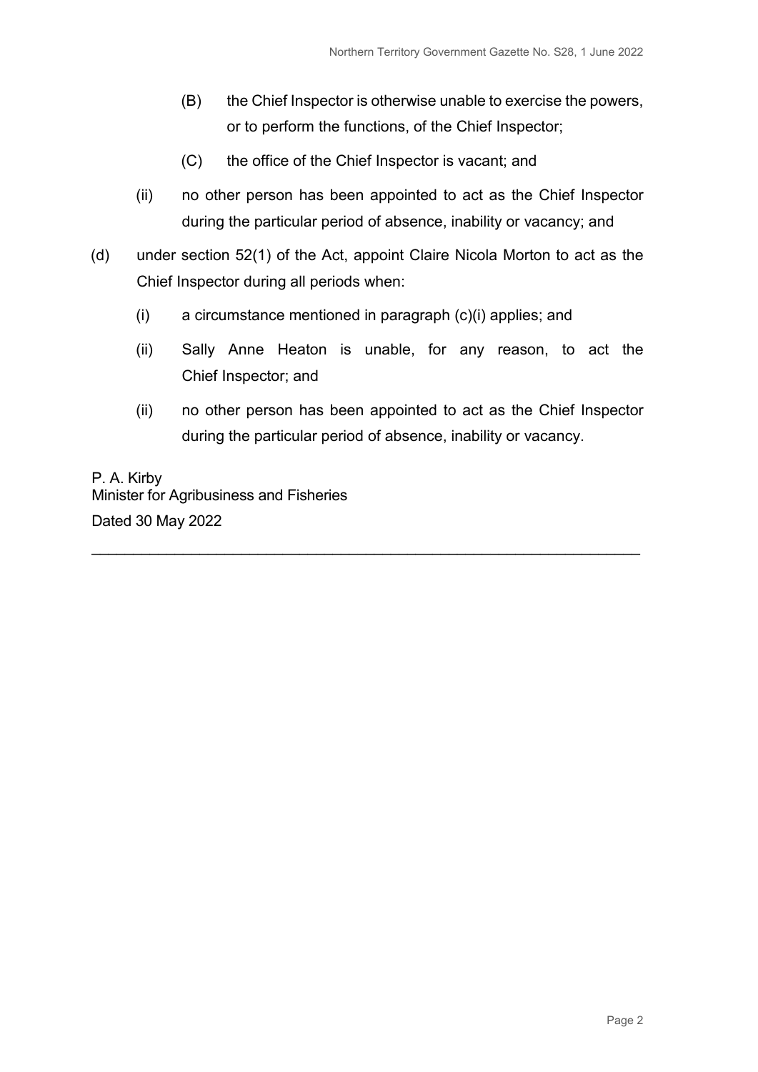(B) the Chief Inspector is otherwise unable to exercise the powers, or to perform the functions, of the Chief Inspector;

(C) the office of the Chief Inspector is vacant; and

(ii) no other person has been appointed to act as the Chief Inspector during the particular period of absence, inability or vacancy; and

(d) under section 52(1) of the Act, appoint Claire Nicola Morton to act as the Chief Inspector during all periods when:

(i) a circumstance mentioned in paragraph (c)(i) applies; and

(ii) Sally Anne Heaton is unable, for any reason, to act the Chief Inspector; and

(ii) no other person has been appointed to act as the Chief Inspector during the particular period of absence, inability or vacancy.

P. A. Kirby
Minister for Agribusiness and Fisheries

Dated 30 May 2022

---